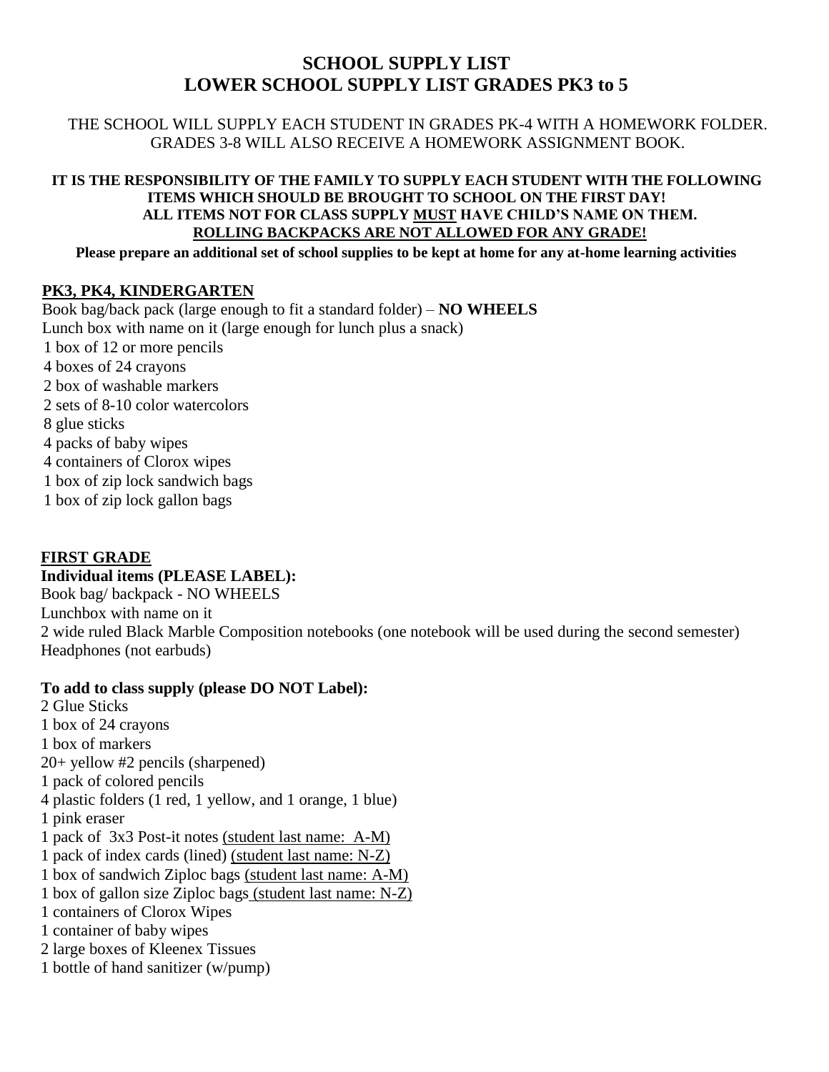# SCHOOL SUPPLY LIST
# LOWER SCHOOL SUPPLY LIST GRADES PK3 to 5

THE SCHOOL WILL SUPPLY EACH STUDENT IN GRADES PK-4 WITH A HOMEWORK FOLDER.
GRADES 3-8 WILL ALSO RECEIVE A HOMEWORK ASSIGNMENT BOOK.

**IT IS THE RESPONSIBILITY OF THE FAMILY TO SUPPLY EACH STUDENT WITH THE FOLLOWING ITEMS WHICH SHOULD BE BROUGHT TO SCHOOL ON THE FIRST DAY!**
**ALL ITEMS NOT FOR CLASS SUPPLY MUST HAVE CHILD'S NAME ON THEM.**
**ROLLING BACKPACKS ARE NOT ALLOWED FOR ANY GRADE!**

**Please prepare an additional set of school supplies to be kept at home for any at-home learning activities**

## PK3, PK4, KINDERGARTEN

Book bag/back pack (large enough to fit a standard folder) – **NO WHEELS**
Lunch box with name on it (large enough for lunch plus a snack)
1 box of 12 or more pencils
4 boxes of 24 crayons
2 box of washable markers
2 sets of 8-10 color watercolors
8 glue sticks
4 packs of baby wipes
4 containers of Clorox wipes
1 box of zip lock sandwich bags
1 box of zip lock gallon bags

## FIRST GRADE

**Individual items (PLEASE LABEL):**

Book bag/ backpack - NO WHEELS
Lunchbox with name on it
2 wide ruled Black Marble Composition notebooks (one notebook will be used during the second semester)
Headphones (not earbuds)

**To add to class supply (please DO NOT Label):**

2 Glue Sticks
1 box of 24 crayons
1 box of markers
20+ yellow #2 pencils (sharpened)
1 pack of colored pencils
4 plastic folders (1 red, 1 yellow, and 1 orange, 1 blue)
1 pink eraser
1 pack of 3x3 Post-it notes (student last name: A-M)
1 pack of index cards (lined) (student last name: N-Z)
1 box of sandwich Ziploc bags (student last name: A-M)
1 box of gallon size Ziploc bags (student last name: N-Z)
1 containers of Clorox Wipes
1 container of baby wipes
2 large boxes of Kleenex Tissues
1 bottle of hand sanitizer (w/pump)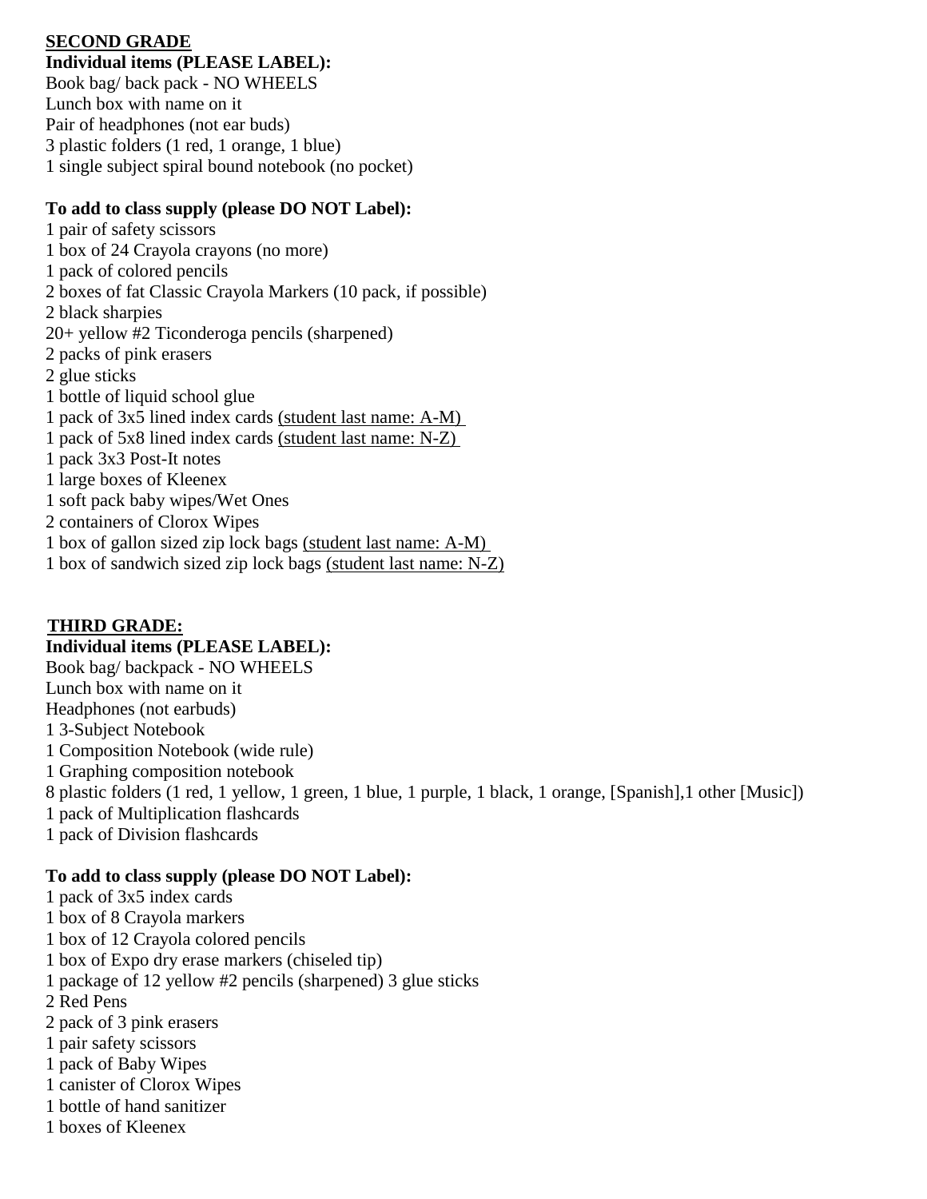## <u>SECOND GRADE</u>

**Individual items (PLEASE LABEL):**

Book bag/ back pack - NO WHEELS
Lunch box with name on it
Pair of headphones (not ear buds)
3 plastic folders (1 red, 1 orange, 1 blue)
1 single subject spiral bound notebook (no pocket)

**To add to class supply (please DO NOT Label):**

1 pair of safety scissors
1 box of 24 Crayola crayons (no more)
1 pack of colored pencils
2 boxes of fat Classic Crayola Markers (10 pack, if possible)
2 black sharpies
20+ yellow #2 Ticonderoga pencils (sharpened)
2 packs of pink erasers
2 glue sticks
1 bottle of liquid school glue
1 pack of 3x5 lined index cards <u>(student last name: A-M)</u>
1 pack of 5x8 lined index cards <u>(student last name: N-Z)</u>
1 pack 3x3 Post-It notes
1 large boxes of Kleenex
1 soft pack baby wipes/Wet Ones
2 containers of Clorox Wipes
1 box of gallon sized zip lock bags <u>(student last name: A-M)</u>
1 box of sandwich sized zip lock bags <u>(student last name: N-Z)</u>

## <u>THIRD GRADE:</u>

**Individual items (PLEASE LABEL):**

Book bag/ backpack - NO WHEELS
Lunch box with name on it
Headphones (not earbuds)
1 3-Subject Notebook
1 Composition Notebook (wide rule)
1 Graphing composition notebook
8 plastic folders (1 red, 1 yellow, 1 green, 1 blue, 1 purple, 1 black, 1 orange, [Spanish],1 other [Music])
1 pack of Multiplication flashcards
1 pack of Division flashcards

**To add to class supply (please DO NOT Label):**

1 pack of 3x5 index cards
1 box of 8 Crayola markers
1 box of 12 Crayola colored pencils
1 box of Expo dry erase markers (chiseled tip)
1 package of 12 yellow #2 pencils (sharpened) 3 glue sticks
2 Red Pens
2 pack of 3 pink erasers
1 pair safety scissors
1 pack of Baby Wipes
1 canister of Clorox Wipes
1 bottle of hand sanitizer
1 boxes of Kleenex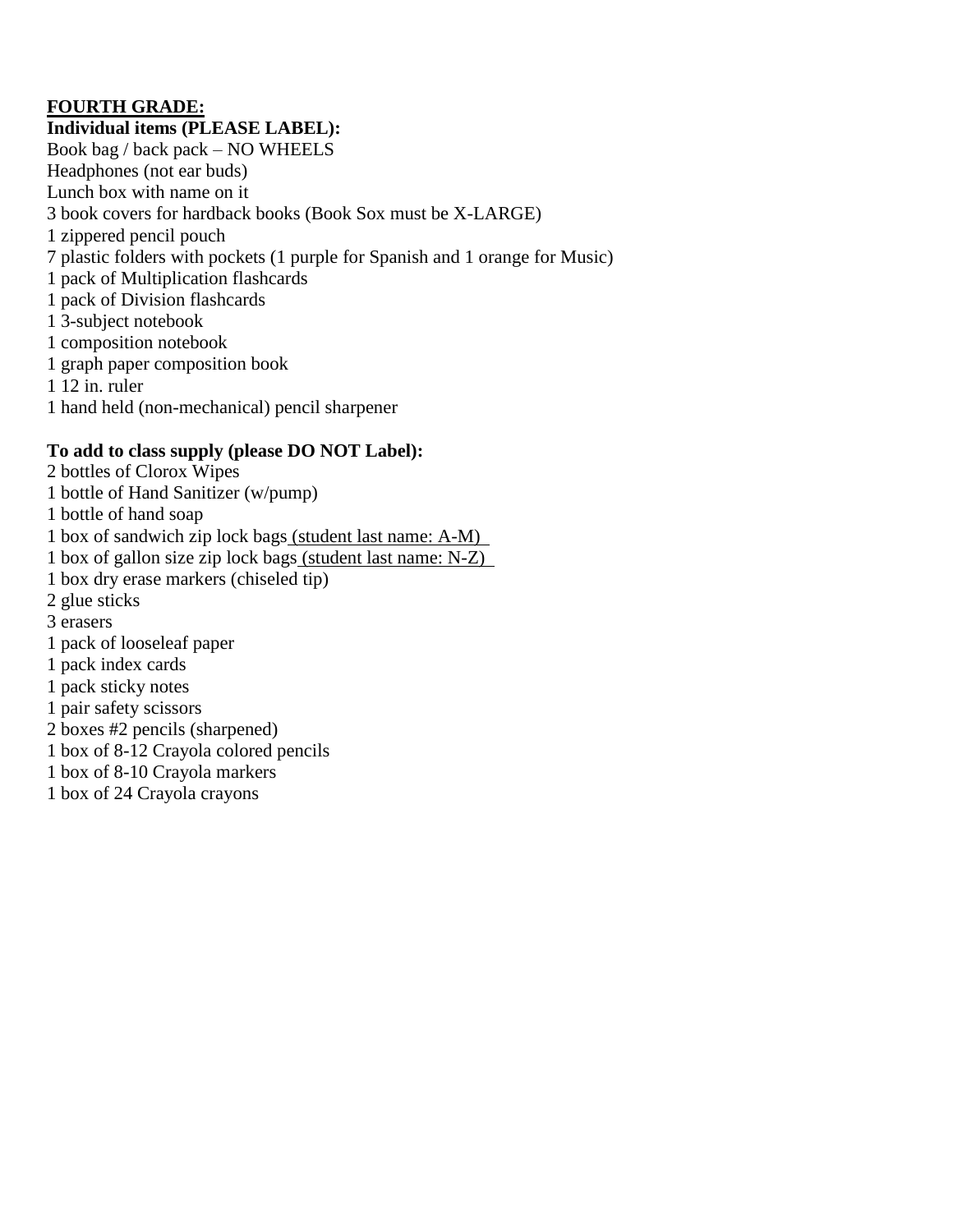**<u>FOURTH GRADE:</u>**

**Individual items (PLEASE LABEL):**

Book bag / back pack – NO WHEELS
Headphones (not ear buds)
Lunch box with name on it
3 book covers for hardback books (Book Sox must be X-LARGE)
1 zippered pencil pouch
7 plastic folders with pockets (1 purple for Spanish and 1 orange for Music)
1 pack of Multiplication flashcards
1 pack of Division flashcards
1 3-subject notebook
1 composition notebook
1 graph paper composition book
1 12 in. ruler
1 hand held (non-mechanical) pencil sharpener

**To add to class supply (please DO NOT Label):**

2 bottles of Clorox Wipes
1 bottle of Hand Sanitizer (w/pump)
1 bottle of hand soap
1 box of sandwich zip lock bags <u>(student last name: A-M)</u>
1 box of gallon size zip lock bags <u>(student last name: N-Z)</u>
1 box dry erase markers (chiseled tip)
2 glue sticks
3 erasers
1 pack of looseleaf paper
1 pack index cards
1 pack sticky notes
1 pair safety scissors
2 boxes #2 pencils (sharpened)
1 box of 8-12 Crayola colored pencils
1 box of 8-10 Crayola markers
1 box of 24 Crayola crayons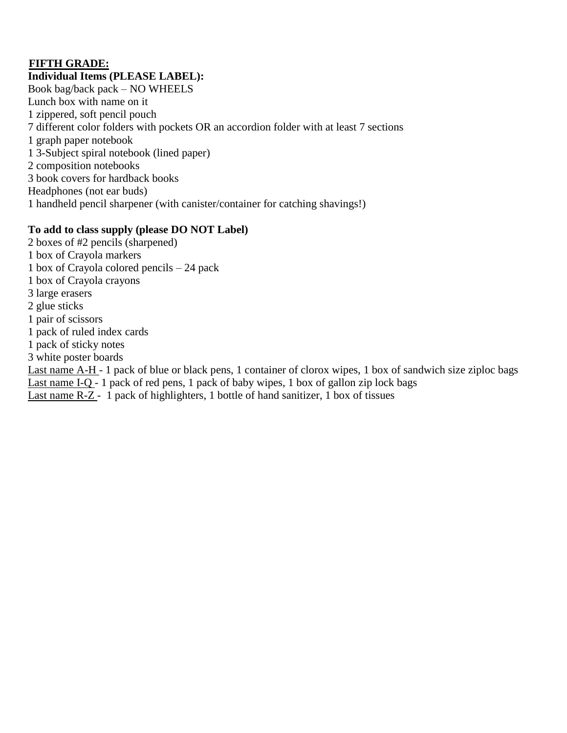## FIFTH GRADE:

**Individual Items (PLEASE LABEL):**

Book bag/back pack – NO WHEELS
Lunch box with name on it
1 zippered, soft pencil pouch
7 different color folders with pockets OR an accordion folder with at least 7 sections
1 graph paper notebook
1 3-Subject spiral notebook (lined paper)
2 composition notebooks
3 book covers for hardback books
Headphones (not ear buds)
1 handheld pencil sharpener (with canister/container for catching shavings!)

**To add to class supply (please DO NOT Label)**

2 boxes of #2 pencils (sharpened)
1 box of Crayola markers
1 box of Crayola colored pencils – 24 pack
1 box of Crayola crayons
3 large erasers
2 glue sticks
1 pair of scissors
1 pack of ruled index cards
1 pack of sticky notes
3 white poster boards
<u>Last name A-H</u> - 1 pack of blue or black pens, 1 container of clorox wipes, 1 box of sandwich size ziploc bags
<u>Last name I-Q</u> - 1 pack of red pens, 1 pack of baby wipes, 1 box of gallon zip lock bags
<u>Last name R-Z</u> - 1 pack of highlighters, 1 bottle of hand sanitizer, 1 box of tissues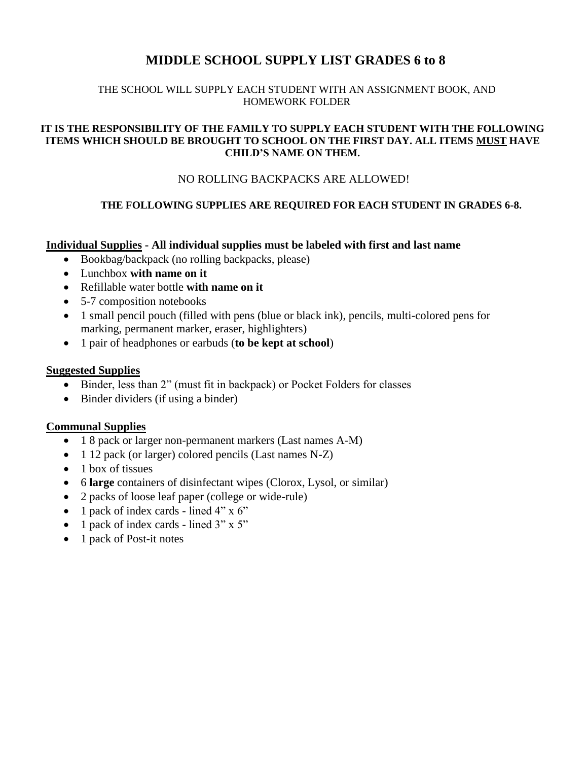# MIDDLE SCHOOL SUPPLY LIST GRADES 6 to 8

THE SCHOOL WILL SUPPLY EACH STUDENT WITH AN ASSIGNMENT BOOK, AND HOMEWORK FOLDER

**IT IS THE RESPONSIBILITY OF THE FAMILY TO SUPPLY EACH STUDENT WITH THE FOLLOWING ITEMS WHICH SHOULD BE BROUGHT TO SCHOOL ON THE FIRST DAY. ALL ITEMS MUST HAVE CHILD'S NAME ON THEM.**

NO ROLLING BACKPACKS ARE ALLOWED!

**THE FOLLOWING SUPPLIES ARE REQUIRED FOR EACH STUDENT IN GRADES 6-8.**

**Individual Supplies - All individual supplies must be labeled with first and last name**

- Bookbag/backpack (no rolling backpacks, please)
- Lunchbox **with name on it**
- Refillable water bottle **with name on it**
- 5-7 composition notebooks
- 1 small pencil pouch (filled with pens (blue or black ink), pencils, multi-colored pens for marking, permanent marker, eraser, highlighters)
- 1 pair of headphones or earbuds (**to be kept at school**)

**Suggested Supplies**

- Binder, less than 2" (must fit in backpack) or Pocket Folders for classes
- Binder dividers (if using a binder)

**Communal Supplies**

- 1 8 pack or larger non-permanent markers (Last names A-M)
- 1 12 pack (or larger) colored pencils (Last names N-Z)
- 1 box of tissues
- 6 **large** containers of disinfectant wipes (Clorox, Lysol, or similar)
- 2 packs of loose leaf paper (college or wide-rule)
- 1 pack of index cards - lined 4" x 6"
- 1 pack of index cards - lined 3" x 5"
- 1 pack of Post-it notes